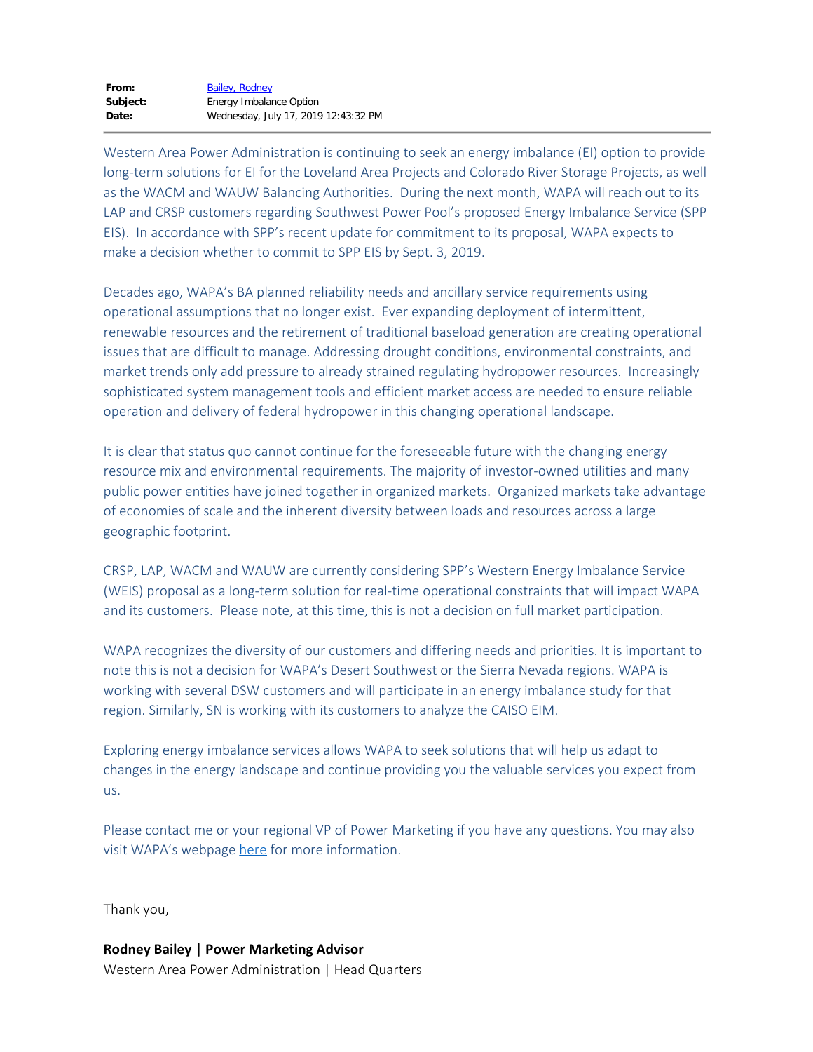| | |
|---|---|
| **From:** | Bailey, Rodney |
| **Subject:** | Energy Imbalance Option |
| **Date:** | Wednesday, July 17, 2019 12:43:32 PM |

---

Western Area Power Administration is continuing to seek an energy imbalance (EI) option to provide long-term solutions for EI for the Loveland Area Projects and Colorado River Storage Projects, as well as the WACM and WAUW Balancing Authorities. During the next month, WAPA will reach out to its LAP and CRSP customers regarding Southwest Power Pool's proposed Energy Imbalance Service (SPP EIS). In accordance with SPP's recent update for commitment to its proposal, WAPA expects to make a decision whether to commit to SPP EIS by Sept. 3, 2019.

Decades ago, WAPA's BA planned reliability needs and ancillary service requirements using operational assumptions that no longer exist. Ever expanding deployment of intermittent, renewable resources and the retirement of traditional baseload generation are creating operational issues that are difficult to manage. Addressing drought conditions, environmental constraints, and market trends only add pressure to already strained regulating hydropower resources. Increasingly sophisticated system management tools and efficient market access are needed to ensure reliable operation and delivery of federal hydropower in this changing operational landscape.

It is clear that status quo cannot continue for the foreseeable future with the changing energy resource mix and environmental requirements. The majority of investor-owned utilities and many public power entities have joined together in organized markets. Organized markets take advantage of economies of scale and the inherent diversity between loads and resources across a large geographic footprint.

CRSP, LAP, WACM and WAUW are currently considering SPP's Western Energy Imbalance Service (WEIS) proposal as a long-term solution for real-time operational constraints that will impact WAPA and its customers. Please note, at this time, this is not a decision on full market participation.

WAPA recognizes the diversity of our customers and differing needs and priorities. It is important to note this is not a decision for WAPA's Desert Southwest or the Sierra Nevada regions. WAPA is working with several DSW customers and will participate in an energy imbalance study for that region. Similarly, SN is working with its customers to analyze the CAISO EIM.

Exploring energy imbalance services allows WAPA to seek solutions that will help us adapt to changes in the energy landscape and continue providing you the valuable services you expect from us.

Please contact me or your regional VP of Power Marketing if you have any questions. You may also visit WAPA's webpage here for more information.

Thank you,

**Rodney Bailey | Power Marketing Advisor**
Western Area Power Administration | Head Quarters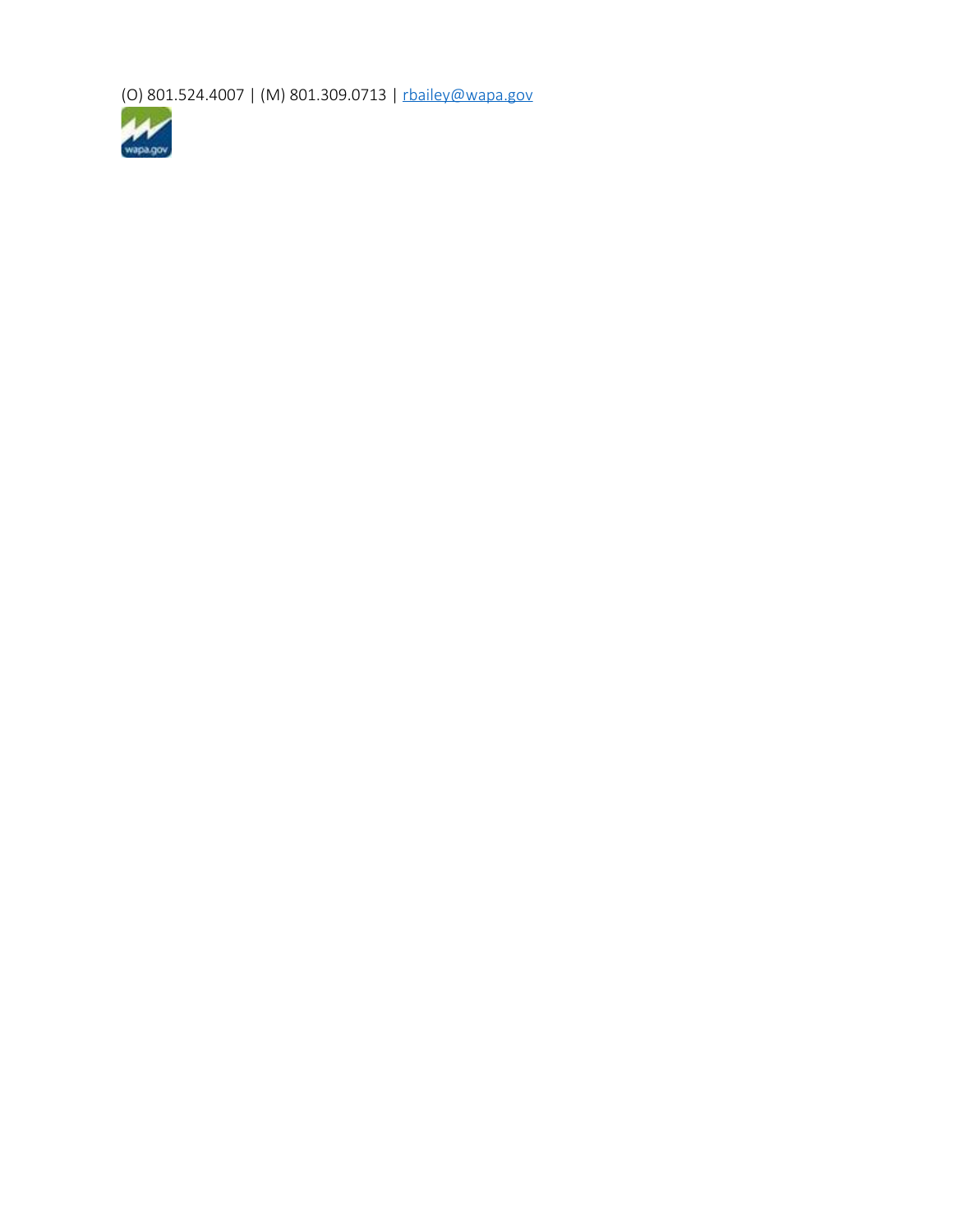(O) 801.524.4007 | (M) 801.309.0713 | [rbailey@wapa.gov](mailto:rbailey@wapa.gov)